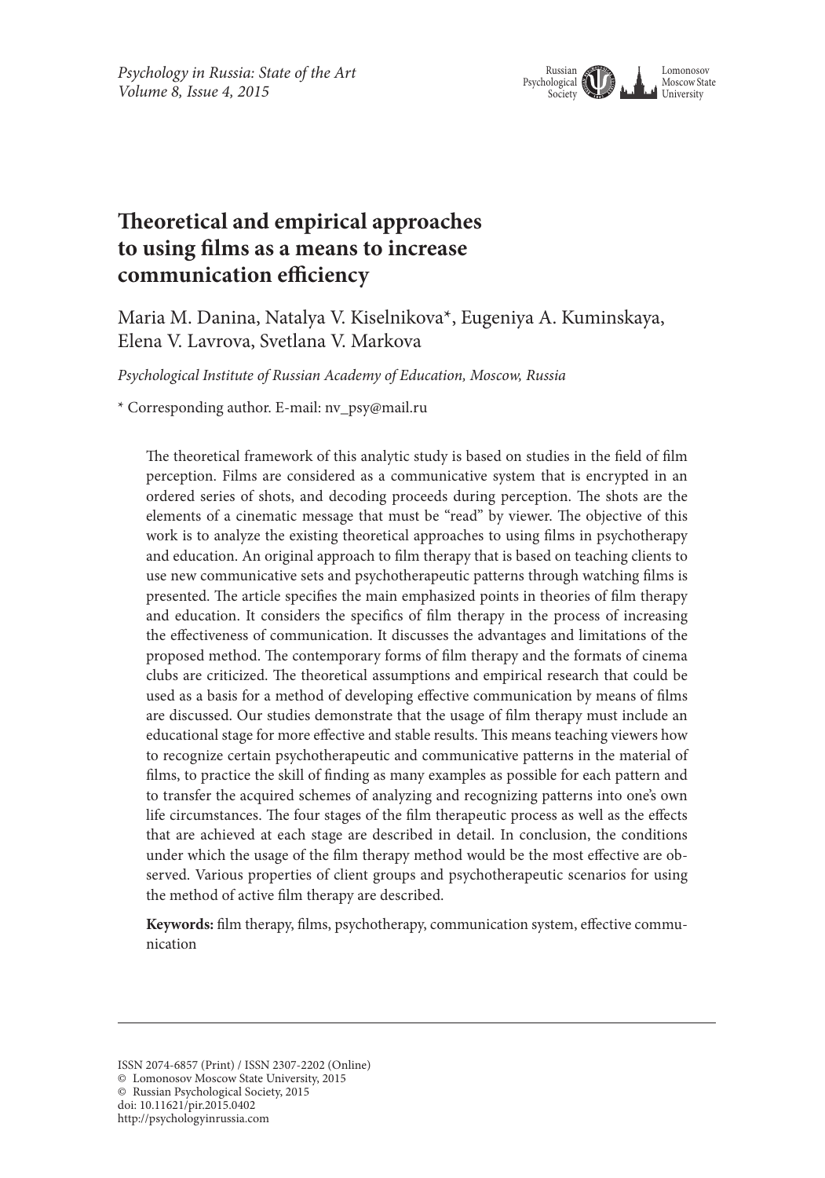# Theoretical and empirical approaches to using films as a means to increase communication efficiency

Maria M. Danina, Natalya V. Kiselnikova*, Eugeniya A. Kuminskaya, Elena V. Lavrova, Svetlana V. Markova

*Psychological Institute of Russian Academy of Education, Moscow, Russia*

* Corresponding author. E-mail: nv_psy@mail.ru

The theoretical framework of this analytic study is based on studies in the field of film perception. Films are considered as a communicative system that is encrypted in an ordered series of shots, and decoding proceeds during perception. The shots are the elements of a cinematic message that must be "read" by viewer. The objective of this work is to analyze the existing theoretical approaches to using films in psychotherapy and education. An original approach to film therapy that is based on teaching clients to use new communicative sets and psychotherapeutic patterns through watching films is presented. The article specifies the main emphasized points in theories of film therapy and education. It considers the specifics of film therapy in the process of increasing the effectiveness of communication. It discusses the advantages and limitations of the proposed method. The contemporary forms of film therapy and the formats of cinema clubs are criticized. The theoretical assumptions and empirical research that could be used as a basis for a method of developing effective communication by means of films are discussed. Our studies demonstrate that the usage of film therapy must include an educational stage for more effective and stable results. This means teaching viewers how to recognize certain psychotherapeutic and communicative patterns in the material of films, to practice the skill of finding as many examples as possible for each pattern and to transfer the acquired schemes of analyzing and recognizing patterns into one's own life circumstances. The four stages of the film therapeutic process as well as the effects that are achieved at each stage are described in detail. In conclusion, the conditions under which the usage of the film therapy method would be the most effective are observed. Various properties of client groups and psychotherapeutic scenarios for using the method of active film therapy are described.

**Keywords:** film therapy, films, psychotherapy, communication system, effective communication

ISSN 2074-6857 (Print) / ISSN 2307-2202 (Online)
© Lomonosov Moscow State University, 2015
© Russian Psychological Society, 2015
doi: 10.11621/pir.2015.0402
http://psychologyinrussia.com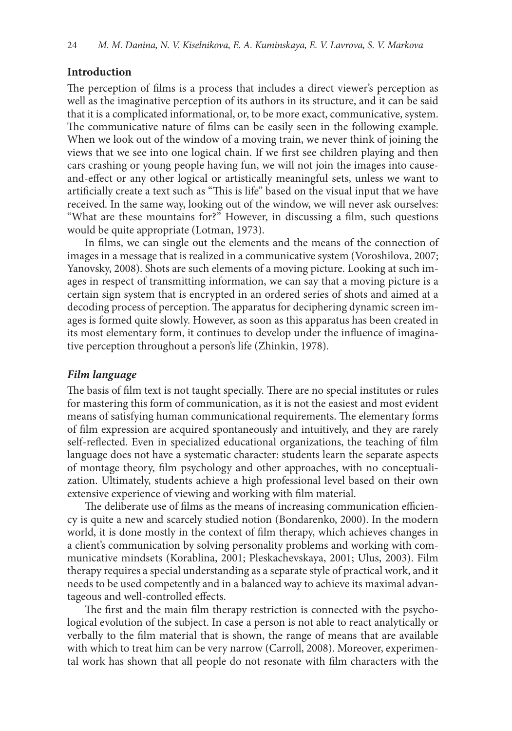## Introduction

The perception of films is a process that includes a direct viewer's perception as well as the imaginative perception of its authors in its structure, and it can be said that it is a complicated informational, or, to be more exact, communicative, system. The communicative nature of films can be easily seen in the following example. When we look out of the window of a moving train, we never think of joining the views that we see into one logical chain. If we first see children playing and then cars crashing or young people having fun, we will not join the images into cause-and-effect or any other logical or artistically meaningful sets, unless we want to artificially create a text such as "This is life" based on the visual input that we have received. In the same way, looking out of the window, we will never ask ourselves: "What are these mountains for?" However, in discussing a film, such questions would be quite appropriate (Lotman, 1973).

In films, we can single out the elements and the means of the connection of images in a message that is realized in a communicative system (Voroshilova, 2007; Yanovsky, 2008). Shots are such elements of a moving picture. Looking at such images in respect of transmitting information, we can say that a moving picture is a certain sign system that is encrypted in an ordered series of shots and aimed at a decoding process of perception. The apparatus for deciphering dynamic screen images is formed quite slowly. However, as soon as this apparatus has been created in its most elementary form, it continues to develop under the influence of imaginative perception throughout a person's life (Zhinkin, 1978).

### *Film language*

The basis of film text is not taught specially. There are no special institutes or rules for mastering this form of communication, as it is not the easiest and most evident means of satisfying human communicational requirements. The elementary forms of film expression are acquired spontaneously and intuitively, and they are rarely self-reflected. Even in specialized educational organizations, the teaching of film language does not have a systematic character: students learn the separate aspects of montage theory, film psychology and other approaches, with no conceptualization. Ultimately, students achieve a high professional level based on their own extensive experience of viewing and working with film material.

The deliberate use of films as the means of increasing communication efficiency is quite a new and scarcely studied notion (Bondarenko, 2000). In the modern world, it is done mostly in the context of film therapy, which achieves changes in a client's communication by solving personality problems and working with communicative mindsets (Korablina, 2001; Pleskachevskaya, 2001; Ulus, 2003). Film therapy requires a special understanding as a separate style of practical work, and it needs to be used competently and in a balanced way to achieve its maximal advantageous and well-controlled effects.

The first and the main film therapy restriction is connected with the psychological evolution of the subject. In case a person is not able to react analytically or verbally to the film material that is shown, the range of means that are available with which to treat him can be very narrow (Carroll, 2008). Moreover, experimental work has shown that all people do not resonate with film characters with the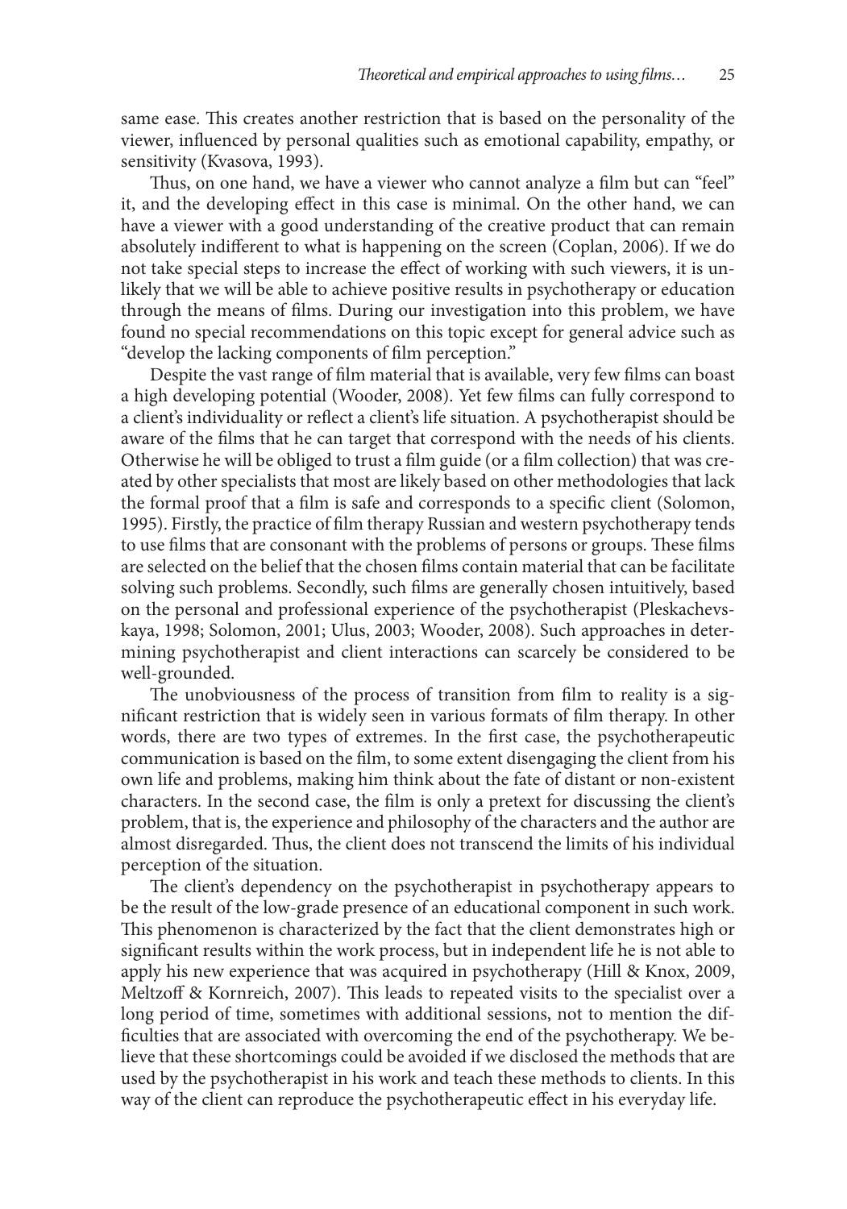same ease. This creates another restriction that is based on the personality of the viewer, influenced by personal qualities such as emotional capability, empathy, or sensitivity (Kvasova, 1993).

Thus, on one hand, we have a viewer who cannot analyze a film but can "feel" it, and the developing effect in this case is minimal. On the other hand, we can have a viewer with a good understanding of the creative product that can remain absolutely indifferent to what is happening on the screen (Coplan, 2006). If we do not take special steps to increase the effect of working with such viewers, it is unlikely that we will be able to achieve positive results in psychotherapy or education through the means of films. During our investigation into this problem, we have found no special recommendations on this topic except for general advice such as "develop the lacking components of film perception."

Despite the vast range of film material that is available, very few films can boast a high developing potential (Wooder, 2008). Yet few films can fully correspond to a client's individuality or reflect a client's life situation. A psychotherapist should be aware of the films that he can target that correspond with the needs of his clients. Otherwise he will be obliged to trust a film guide (or a film collection) that was created by other specialists that most are likely based on other methodologies that lack the formal proof that a film is safe and corresponds to a specific client (Solomon, 1995). Firstly, the practice of film therapy Russian and western psychotherapy tends to use films that are consonant with the problems of persons or groups. These films are selected on the belief that the chosen films contain material that can be facilitate solving such problems. Secondly, such films are generally chosen intuitively, based on the personal and professional experience of the psychotherapist (Pleskachevskaya, 1998; Solomon, 2001; Ulus, 2003; Wooder, 2008). Such approaches in determining psychotherapist and client interactions can scarcely be considered to be well-grounded.

The unobviousness of the process of transition from film to reality is a significant restriction that is widely seen in various formats of film therapy. In other words, there are two types of extremes. In the first case, the psychotherapeutic communication is based on the film, to some extent disengaging the client from his own life and problems, making him think about the fate of distant or non-existent characters. In the second case, the film is only a pretext for discussing the client's problem, that is, the experience and philosophy of the characters and the author are almost disregarded. Thus, the client does not transcend the limits of his individual perception of the situation.

The client's dependency on the psychotherapist in psychotherapy appears to be the result of the low-grade presence of an educational component in such work. This phenomenon is characterized by the fact that the client demonstrates high or significant results within the work process, but in independent life he is not able to apply his new experience that was acquired in psychotherapy (Hill & Knox, 2009, Meltzoff & Kornreich, 2007). This leads to repeated visits to the specialist over a long period of time, sometimes with additional sessions, not to mention the difficulties that are associated with overcoming the end of the psychotherapy. We believe that these shortcomings could be avoided if we disclosed the methods that are used by the psychotherapist in his work and teach these methods to clients. In this way of the client can reproduce the psychotherapeutic effect in his everyday life.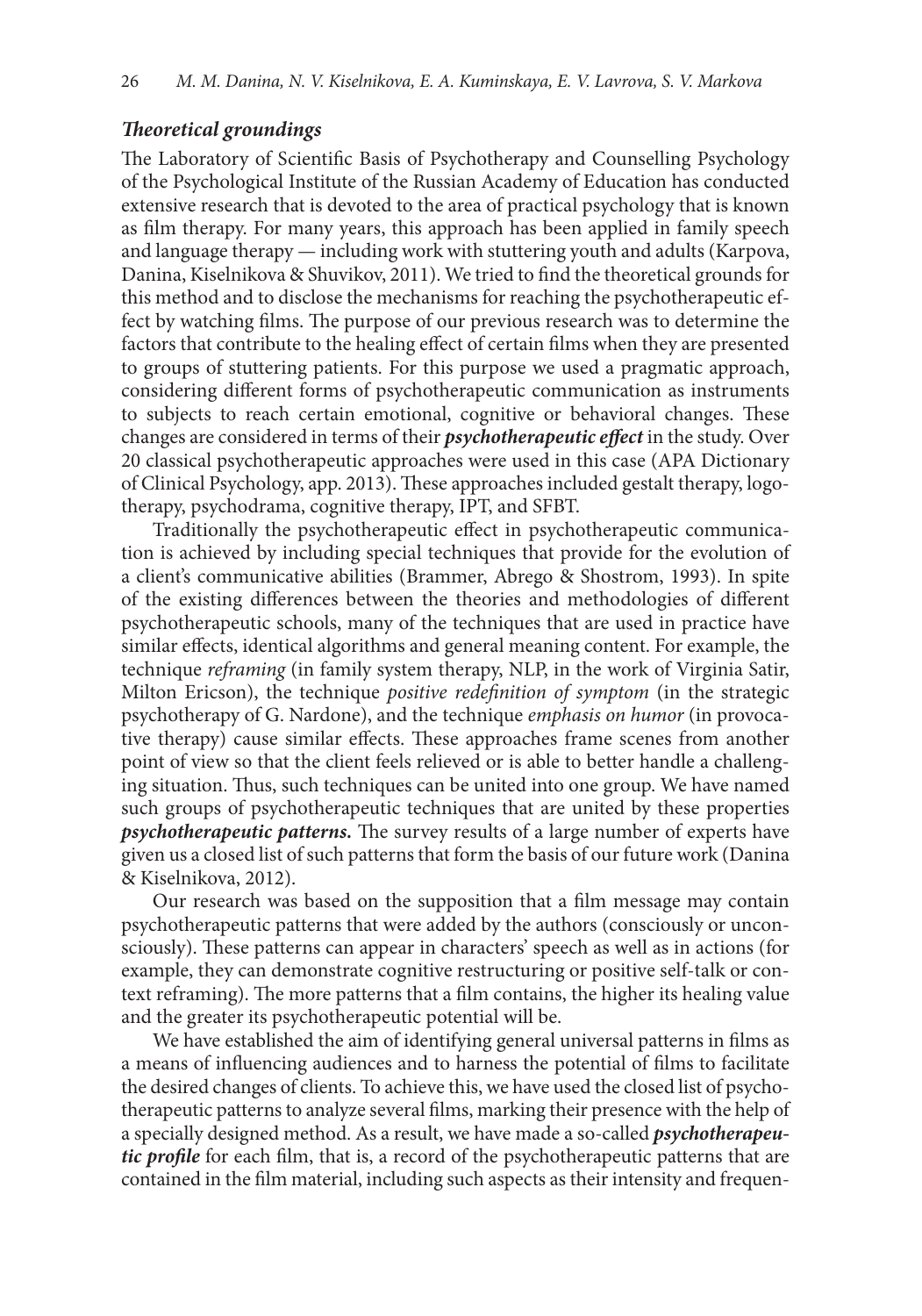### ***Theoretical groundings***

The Laboratory of Scientific Basis of Psychotherapy and Counselling Psychology of the Psychological Institute of the Russian Academy of Education has conducted extensive research that is devoted to the area of practical psychology that is known as film therapy. For many years, this approach has been applied in family speech and language therapy — including work with stuttering youth and adults (Karpova, Danina, Kiselnikova & Shuvikov, 2011). We tried to find the theoretical grounds for this method and to disclose the mechanisms for reaching the psychotherapeutic effect by watching films. The purpose of our previous research was to determine the factors that contribute to the healing effect of certain films when they are presented to groups of stuttering patients. For this purpose we used a pragmatic approach, considering different forms of psychotherapeutic communication as instruments to subjects to reach certain emotional, cognitive or behavioral changes. These changes are considered in terms of their ***psychotherapeutic effect*** in the study. Over 20 classical psychotherapeutic approaches were used in this case (APA Dictionary of Clinical Psychology, app. 2013). These approaches included gestalt therapy, logotherapy, psychodrama, cognitive therapy, IPT, and SFBT.

Traditionally the psychotherapeutic effect in psychotherapeutic communication is achieved by including special techniques that provide for the evolution of a client's communicative abilities (Brammer, Abrego & Shostrom, 1993). In spite of the existing differences between the theories and methodologies of different psychotherapeutic schools, many of the techniques that are used in practice have similar effects, identical algorithms and general meaning content. For example, the technique *reframing* (in family system therapy, NLP, in the work of Virginia Satir, Milton Ericson), the technique *positive redefinition of symptom* (in the strategic psychotherapy of G. Nardone), and the technique *emphasis on humor* (in provocative therapy) cause similar effects. These approaches frame scenes from another point of view so that the client feels relieved or is able to better handle a challenging situation. Thus, such techniques can be united into one group. We have named such groups of psychotherapeutic techniques that are united by these properties ***psychotherapeutic patterns.*** The survey results of a large number of experts have given us a closed list of such patterns that form the basis of our future work (Danina & Kiselnikova, 2012).

Our research was based on the supposition that a film message may contain psychotherapeutic patterns that were added by the authors (consciously or unconsciously). These patterns can appear in characters' speech as well as in actions (for example, they can demonstrate cognitive restructuring or positive self-talk or context reframing). The more patterns that a film contains, the higher its healing value and the greater its psychotherapeutic potential will be.

We have established the aim of identifying general universal patterns in films as a means of influencing audiences and to harness the potential of films to facilitate the desired changes of clients. To achieve this, we have used the closed list of psychotherapeutic patterns to analyze several films, marking their presence with the help of a specially designed method. As a result, we have made a so-called ***psychotherapeutic profile*** for each film, that is, a record of the psychotherapeutic patterns that are contained in the film material, including such aspects as their intensity and frequen-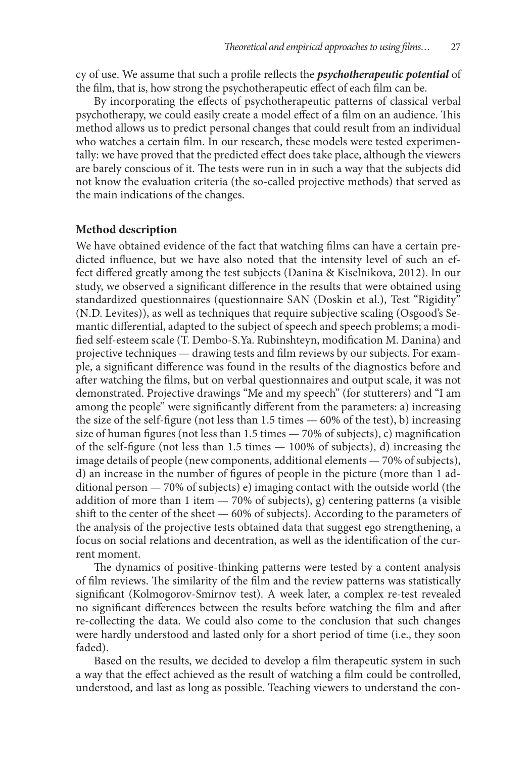cy of use. We assume that such a profile reflects the ***psychotherapeutic potential*** of the film, that is, how strong the psychotherapeutic effect of each film can be.

By incorporating the effects of psychotherapeutic patterns of classical verbal psychotherapy, we could easily create a model effect of a film on an audience. This method allows us to predict personal changes that could result from an individual who watches a certain film. In our research, these models were tested experimentally: we have proved that the predicted effect does take place, although the viewers are barely conscious of it. The tests were run in in such a way that the subjects did not know the evaluation criteria (the so-called projective methods) that served as the main indications of the changes.

## Method description

We have obtained evidence of the fact that watching films can have a certain predicted influence, but we have also noted that the intensity level of such an effect differed greatly among the test subjects (Danina & Kiselnikova, 2012). In our study, we observed a significant difference in the results that were obtained using standardized questionnaires (questionnaire SAN (Doskin et al.), Test "Rigidity" (N.D. Levites)), as well as techniques that require subjective scaling (Osgood's Semantic differential, adapted to the subject of speech and speech problems; a modified self-esteem scale (T. Dembo-S.Ya. Rubinshteyn, modification M. Danina) and projective techniques — drawing tests and film reviews by our subjects. For example, a significant difference was found in the results of the diagnostics before and after watching the films, but on verbal questionnaires and output scale, it was not demonstrated. Projective drawings "Me and my speech" (for stutterers) and "I am among the people" were significantly different from the parameters: a) increasing the size of the self-figure (not less than 1.5 times — 60% of the test), b) increasing size of human figures (not less than 1.5 times — 70% of subjects), c) magnification of the self-figure (not less than 1.5 times — 100% of subjects), d) increasing the image details of people (new components, additional elements — 70% of subjects), d) an increase in the number of figures of people in the picture (more than 1 additional person — 70% of subjects) e) imaging contact with the outside world (the addition of more than 1 item — 70% of subjects), g) centering patterns (a visible shift to the center of the sheet — 60% of subjects). According to the parameters of the analysis of the projective tests obtained data that suggest ego strengthening, a focus on social relations and decentration, as well as the identification of the current moment.

The dynamics of positive-thinking patterns were tested by a content analysis of film reviews. The similarity of the film and the review patterns was statistically significant (Kolmogorov-Smirnov test). A week later, a complex re-test revealed no significant differences between the results before watching the film and after re-collecting the data. We could also come to the conclusion that such changes were hardly understood and lasted only for a short period of time (i.e., they soon faded).

Based on the results, we decided to develop a film therapeutic system in such a way that the effect achieved as the result of watching a film could be controlled, understood, and last as long as possible. Teaching viewers to understand the con-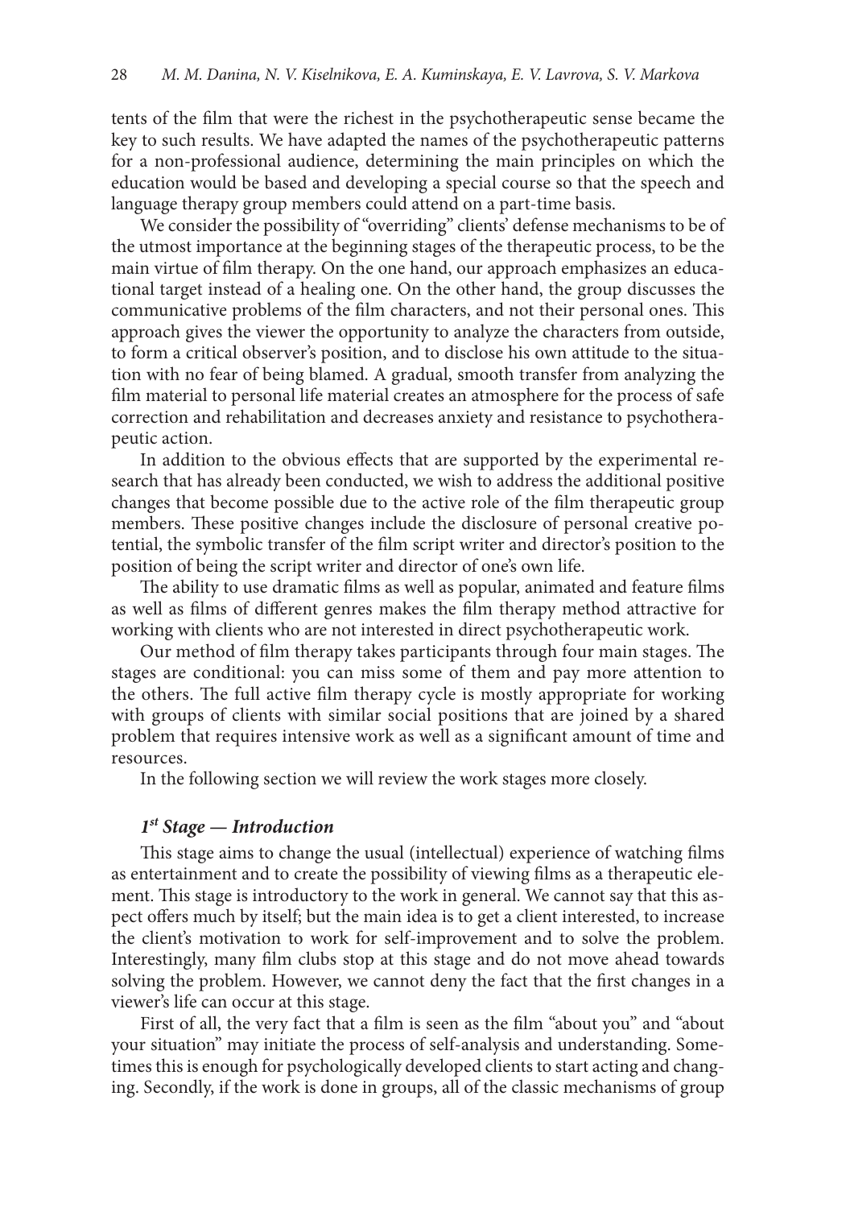tents of the film that were the richest in the psychotherapeutic sense became the key to such results. We have adapted the names of the psychotherapeutic patterns for a non-professional audience, determining the main principles on which the education would be based and developing a special course so that the speech and language therapy group members could attend on a part-time basis.

We consider the possibility of "overriding" clients' defense mechanisms to be of the utmost importance at the beginning stages of the therapeutic process, to be the main virtue of film therapy. On the one hand, our approach emphasizes an educational target instead of a healing one. On the other hand, the group discusses the communicative problems of the film characters, and not their personal ones. This approach gives the viewer the opportunity to analyze the characters from outside, to form a critical observer's position, and to disclose his own attitude to the situation with no fear of being blamed. A gradual, smooth transfer from analyzing the film material to personal life material creates an atmosphere for the process of safe correction and rehabilitation and decreases anxiety and resistance to psychotherapeutic action.

In addition to the obvious effects that are supported by the experimental research that has already been conducted, we wish to address the additional positive changes that become possible due to the active role of the film therapeutic group members. These positive changes include the disclosure of personal creative potential, the symbolic transfer of the film script writer and director's position to the position of being the script writer and director of one's own life.

The ability to use dramatic films as well as popular, animated and feature films as well as films of different genres makes the film therapy method attractive for working with clients who are not interested in direct psychotherapeutic work.

Our method of film therapy takes participants through four main stages. The stages are conditional: you can miss some of them and pay more attention to the others. The full active film therapy cycle is mostly appropriate for working with groups of clients with similar social positions that are joined by a shared problem that requires intensive work as well as a significant amount of time and resources.

In the following section we will review the work stages more closely.

### *1st Stage — Introduction*

This stage aims to change the usual (intellectual) experience of watching films as entertainment and to create the possibility of viewing films as a therapeutic element. This stage is introductory to the work in general. We cannot say that this aspect offers much by itself; but the main idea is to get a client interested, to increase the client's motivation to work for self-improvement and to solve the problem. Interestingly, many film clubs stop at this stage and do not move ahead towards solving the problem. However, we cannot deny the fact that the first changes in a viewer's life can occur at this stage.

First of all, the very fact that a film is seen as the film "about you" and "about your situation" may initiate the process of self-analysis and understanding. Sometimes this is enough for psychologically developed clients to start acting and changing. Secondly, if the work is done in groups, all of the classic mechanisms of group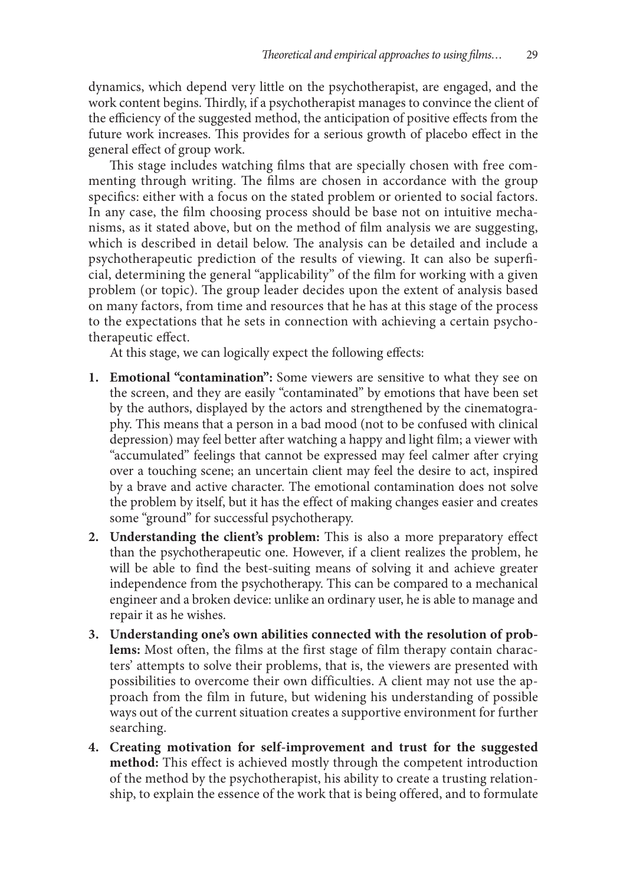dynamics, which depend very little on the psychotherapist, are engaged, and the work content begins. Thirdly, if a psychotherapist manages to convince the client of the efficiency of the suggested method, the anticipation of positive effects from the future work increases. This provides for a serious growth of placebo effect in the general effect of group work.

This stage includes watching films that are specially chosen with free commenting through writing. The films are chosen in accordance with the group specifics: either with a focus on the stated problem or oriented to social factors. In any case, the film choosing process should be base not on intuitive mechanisms, as it stated above, but on the method of film analysis we are suggesting, which is described in detail below. The analysis can be detailed and include a psychotherapeutic prediction of the results of viewing. It can also be superficial, determining the general "applicability" of the film for working with a given problem (or topic). The group leader decides upon the extent of analysis based on many factors, from time and resources that he has at this stage of the process to the expectations that he sets in connection with achieving a certain psychotherapeutic effect.

At this stage, we can logically expect the following effects:

1. **Emotional "contamination":** Some viewers are sensitive to what they see on the screen, and they are easily "contaminated" by emotions that have been set by the authors, displayed by the actors and strengthened by the cinematography. This means that a person in a bad mood (not to be confused with clinical depression) may feel better after watching a happy and light film; a viewer with "accumulated" feelings that cannot be expressed may feel calmer after crying over a touching scene; an uncertain client may feel the desire to act, inspired by a brave and active character. The emotional contamination does not solve the problem by itself, but it has the effect of making changes easier and creates some "ground" for successful psychotherapy.
2. **Understanding the client's problem:** This is also a more preparatory effect than the psychotherapeutic one. However, if a client realizes the problem, he will be able to find the best-suiting means of solving it and achieve greater independence from the psychotherapy. This can be compared to a mechanical engineer and a broken device: unlike an ordinary user, he is able to manage and repair it as he wishes.
3. **Understanding one's own abilities connected with the resolution of problems:** Most often, the films at the first stage of film therapy contain characters' attempts to solve their problems, that is, the viewers are presented with possibilities to overcome their own difficulties. A client may not use the approach from the film in future, but widening his understanding of possible ways out of the current situation creates a supportive environment for further searching.
4. **Creating motivation for self-improvement and trust for the suggested method:** This effect is achieved mostly through the competent introduction of the method by the psychotherapist, his ability to create a trusting relationship, to explain the essence of the work that is being offered, and to formulate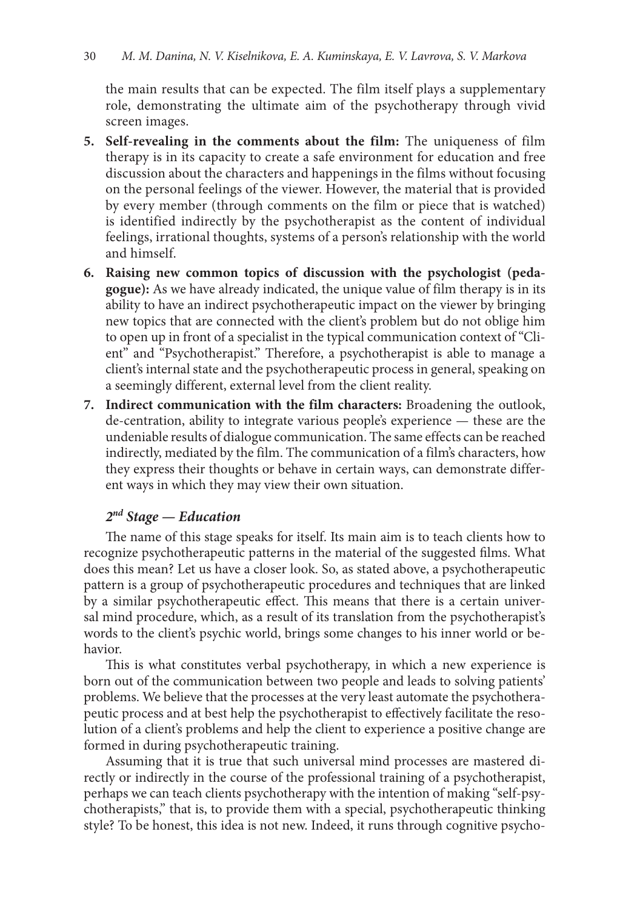the main results that can be expected. The film itself plays a supplementary role, demonstrating the ultimate aim of the psychotherapy through vivid screen images.

5. **Self-revealing in the comments about the film:** The uniqueness of film therapy is in its capacity to create a safe environment for education and free discussion about the characters and happenings in the films without focusing on the personal feelings of the viewer. However, the material that is provided by every member (through comments on the film or piece that is watched) is identified indirectly by the psychotherapist as the content of individual feelings, irrational thoughts, systems of a person's relationship with the world and himself.
6. **Raising new common topics of discussion with the psychologist (pedagogue):** As we have already indicated, the unique value of film therapy is in its ability to have an indirect psychotherapeutic impact on the viewer by bringing new topics that are connected with the client's problem but do not oblige him to open up in front of a specialist in the typical communication context of "Client" and "Psychotherapist." Therefore, a psychotherapist is able to manage a client's internal state and the psychotherapeutic process in general, speaking on a seemingly different, external level from the client reality.
7. **Indirect communication with the film characters:** Broadening the outlook, de-centration, ability to integrate various people's experience — these are the undeniable results of dialogue communication. The same effects can be reached indirectly, mediated by the film. The communication of a film's characters, how they express their thoughts or behave in certain ways, can demonstrate different ways in which they may view their own situation.

### *2nd Stage — Education*

The name of this stage speaks for itself. Its main aim is to teach clients how to recognize psychotherapeutic patterns in the material of the suggested films. What does this mean? Let us have a closer look. So, as stated above, a psychotherapeutic pattern is a group of psychotherapeutic procedures and techniques that are linked by a similar psychotherapeutic effect. This means that there is a certain universal mind procedure, which, as a result of its translation from the psychotherapist's words to the client's psychic world, brings some changes to his inner world or behavior.

This is what constitutes verbal psychotherapy, in which a new experience is born out of the communication between two people and leads to solving patients' problems. We believe that the processes at the very least automate the psychotherapeutic process and at best help the psychotherapist to effectively facilitate the resolution of a client's problems and help the client to experience a positive change are formed in during psychotherapeutic training.

Assuming that it is true that such universal mind processes are mastered directly or indirectly in the course of the professional training of a psychotherapist, perhaps we can teach clients psychotherapy with the intention of making "self-psychotherapists," that is, to provide them with a special, psychotherapeutic thinking style? To be honest, this idea is not new. Indeed, it runs through cognitive psycho-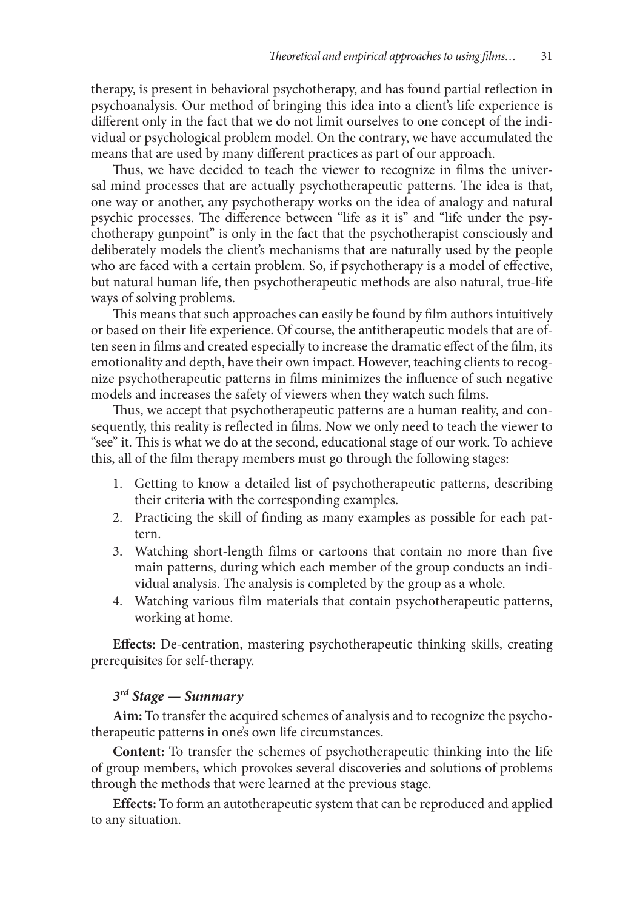therapy, is present in behavioral psychotherapy, and has found partial reflection in psychoanalysis. Our method of bringing this idea into a client's life experience is different only in the fact that we do not limit ourselves to one concept of the individual or psychological problem model. On the contrary, we have accumulated the means that are used by many different practices as part of our approach.

Thus, we have decided to teach the viewer to recognize in films the universal mind processes that are actually psychotherapeutic patterns. The idea is that, one way or another, any psychotherapy works on the idea of analogy and natural psychic processes. The difference between "life as it is" and "life under the psychotherapy gunpoint" is only in the fact that the psychotherapist consciously and deliberately models the client's mechanisms that are naturally used by the people who are faced with a certain problem. So, if psychotherapy is a model of effective, but natural human life, then psychotherapeutic methods are also natural, true-life ways of solving problems.

This means that such approaches can easily be found by film authors intuitively or based on their life experience. Of course, the antitherapeutic models that are often seen in films and created especially to increase the dramatic effect of the film, its emotionality and depth, have their own impact. However, teaching clients to recognize psychotherapeutic patterns in films minimizes the influence of such negative models and increases the safety of viewers when they watch such films.

Thus, we accept that psychotherapeutic patterns are a human reality, and consequently, this reality is reflected in films. Now we only need to teach the viewer to "see" it. This is what we do at the second, educational stage of our work. To achieve this, all of the film therapy members must go through the following stages:

1. Getting to know a detailed list of psychotherapeutic patterns, describing their criteria with the corresponding examples.
2. Practicing the skill of finding as many examples as possible for each pattern.
3. Watching short-length films or cartoons that contain no more than five main patterns, during which each member of the group conducts an individual analysis. The analysis is completed by the group as a whole.
4. Watching various film materials that contain psychotherapeutic patterns, working at home.

**Effects:** De-centration, mastering psychotherapeutic thinking skills, creating prerequisites for self-therapy.

### *3rd Stage — Summary*

**Aim:** To transfer the acquired schemes of analysis and to recognize the psychotherapeutic patterns in one's own life circumstances.

**Content:** To transfer the schemes of psychotherapeutic thinking into the life of group members, which provokes several discoveries and solutions of problems through the methods that were learned at the previous stage.

**Effects:** To form an autotherapeutic system that can be reproduced and applied to any situation.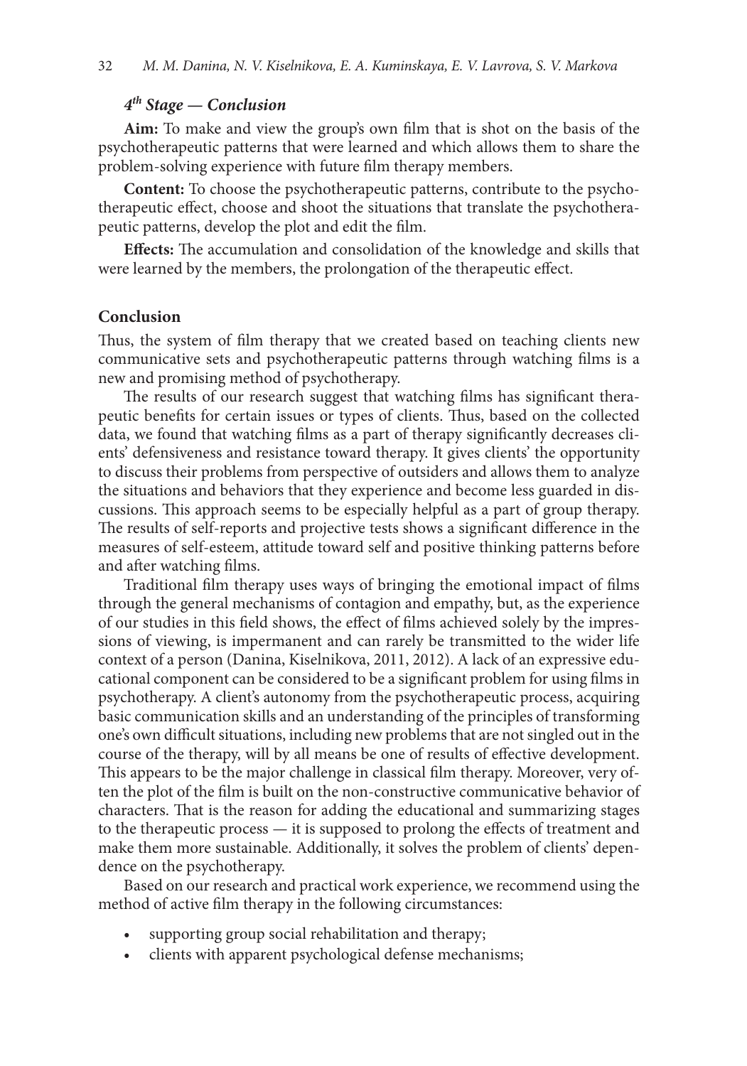#### *4th Stage — Conclusion*

**Aim:** To make and view the group's own film that is shot on the basis of the psychotherapeutic patterns that were learned and which allows them to share the problem-solving experience with future film therapy members.

**Content:** To choose the psychotherapeutic patterns, contribute to the psychotherapeutic effect, choose and shoot the situations that translate the psychotherapeutic patterns, develop the plot and edit the film.

**Effects:** The accumulation and consolidation of the knowledge and skills that were learned by the members, the prolongation of the therapeutic effect.

## Conclusion

Thus, the system of film therapy that we created based on teaching clients new communicative sets and psychotherapeutic patterns through watching films is a new and promising method of psychotherapy.

The results of our research suggest that watching films has significant therapeutic benefits for certain issues or types of clients. Thus, based on the collected data, we found that watching films as a part of therapy significantly decreases clients' defensiveness and resistance toward therapy. It gives clients' the opportunity to discuss their problems from perspective of outsiders and allows them to analyze the situations and behaviors that they experience and become less guarded in discussions. This approach seems to be especially helpful as a part of group therapy. The results of self-reports and projective tests shows a significant difference in the measures of self-esteem, attitude toward self and positive thinking patterns before and after watching films.

Traditional film therapy uses ways of bringing the emotional impact of films through the general mechanisms of contagion and empathy, but, as the experience of our studies in this field shows, the effect of films achieved solely by the impressions of viewing, is impermanent and can rarely be transmitted to the wider life context of a person (Danina, Kiselnikova, 2011, 2012). A lack of an expressive educational component can be considered to be a significant problem for using films in psychotherapy. A client's autonomy from the psychotherapeutic process, acquiring basic communication skills and an understanding of the principles of transforming one's own difficult situations, including new problems that are not singled out in the course of the therapy, will by all means be one of results of effective development. This appears to be the major challenge in classical film therapy. Moreover, very often the plot of the film is built on the non-constructive communicative behavior of characters. That is the reason for adding the educational and summarizing stages to the therapeutic process — it is supposed to prolong the effects of treatment and make them more sustainable. Additionally, it solves the problem of clients' dependence on the psychotherapy.

Based on our research and practical work experience, we recommend using the method of active film therapy in the following circumstances:

- supporting group social rehabilitation and therapy;
- clients with apparent psychological defense mechanisms;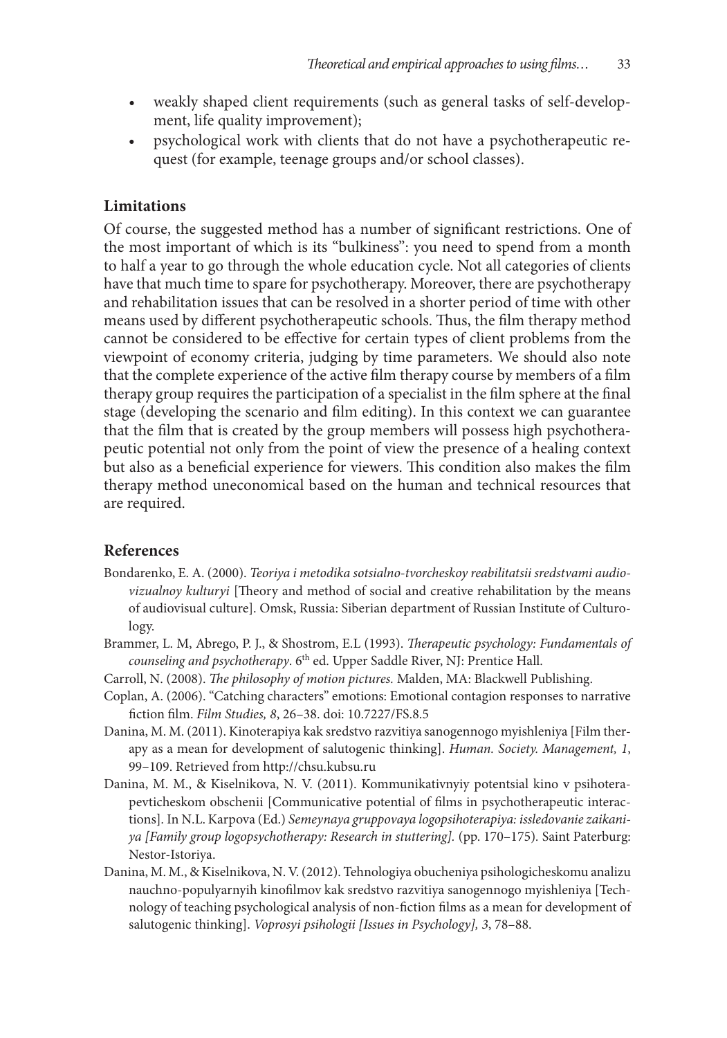- weakly shaped client requirements (such as general tasks of self-development, life quality improvement);
- psychological work with clients that do not have a psychotherapeutic request (for example, teenage groups and/or school classes).

## Limitations

Of course, the suggested method has a number of significant restrictions. One of the most important of which is its "bulkiness": you need to spend from a month to half a year to go through the whole education cycle. Not all categories of clients have that much time to spare for psychotherapy. Moreover, there are psychotherapy and rehabilitation issues that can be resolved in a shorter period of time with other means used by different psychotherapeutic schools. Thus, the film therapy method cannot be considered to be effective for certain types of client problems from the viewpoint of economy criteria, judging by time parameters. We should also note that the complete experience of the active film therapy course by members of a film therapy group requires the participation of a specialist in the film sphere at the final stage (developing the scenario and film editing). In this context we can guarantee that the film that is created by the group members will possess high psychotherapeutic potential not only from the point of view the presence of a healing context but also as a beneficial experience for viewers. This condition also makes the film therapy method uneconomical based on the human and technical resources that are required.

## References

Bondarenko, E. A. (2000). *Teoriya i metodika sotsialno-tvorcheskoy reabilitatsii sredstvami audiovizualnoy kulturyi* [Theory and method of social and creative rehabilitation by the means of audiovisual culture]. Omsk, Russia: Siberian department of Russian Institute of Culturology.

Brammer, L. M, Abrego, P. J., & Shostrom, E.L (1993). *Therapeutic psychology: Fundamentals of counseling and psychotherapy*. 6th ed. Upper Saddle River, NJ: Prentice Hall.

Carroll, N. (2008). *The philosophy of motion pictures.* Malden, MA: Blackwell Publishing.

Coplan, A. (2006). "Catching characters" emotions: Emotional contagion responses to narrative fiction film. *Film Studies, 8*, 26–38. doi: 10.7227/FS.8.5

Danina, M. M. (2011). Kinoterapiya kak sredstvo razvitiya sanogennogo myishleniya [Film therapy as a mean for development of salutogenic thinking]. *Human. Society. Management, 1*, 99–109. Retrieved from http://chsu.kubsu.ru

Danina, M. M., & Kiselnikova, N. V. (2011). Kommunikativnyiy potentsial kino v psihoterapevticheskom obschenii [Communicative potential of films in psychotherapeutic interactions]. In N.L. Karpova (Ed.) *Semeynaya gruppovaya logopsihoterapiya: issledovanie zaikaniya [Family group logopsychotherapy: Research in stuttering].* (pp. 170–175). Saint Paterburg: Nestor-Istoriya.

Danina, M. M., & Kiselnikova, N. V. (2012). Tehnologiya obucheniya psihologicheskomu analizu nauchno-populyarnyih kinofilmov kak sredstvo razvitiya sanogennogo myishleniya [Technology of teaching psychological analysis of non-fiction films as a mean for development of salutogenic thinking]. *Voprosyi psihologii [Issues in Psychology], 3*, 78–88.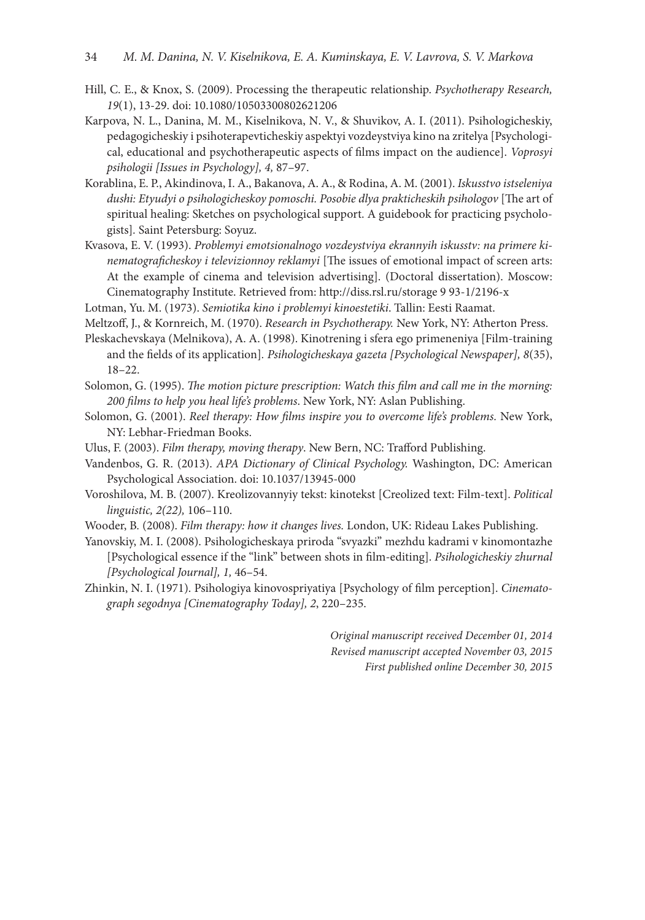Hill, C. E., & Knox, S. (2009). Processing the therapeutic relationship. *Psychotherapy Research, 19*(1), 13-29. doi: 10.1080/10503300802621206

Karpova, N. L., Danina, M. M., Kiselnikova, N. V., & Shuvikov, A. I. (2011). Psihologicheskiy, pedagogicheskiy i psihoterapevticheskiy aspektyi vozdeystviya kino na zritelya [Psychological, educational and psychotherapeutic aspects of films impact on the audience]. *Voprosyi psihologii [Issues in Psychology], 4,* 87–97.

Korablina, E. P., Akindinova, I. A., Bakanova, A. A., & Rodina, A. M. (2001). *Iskusstvo istseleniya dushi: Etyudyi o psihologicheskoy pomoschi. Posobie dlya prakticheskih psihologov* [The art of spiritual healing: Sketches on psychological support. A guidebook for practicing psychologists]. Saint Petersburg: Soyuz.

Kvasova, E. V. (1993). *Problemyi emotsionalnogo vozdeystviya ekrannyih iskusstv: na primere kinematograficheskoy i televizionnoy reklamyi* [The issues of emotional impact of screen arts: At the example of cinema and television advertising]. (Doctoral dissertation). Moscow: Cinematography Institute. Retrieved from: http://diss.rsl.ru/storage 9 93-1/2196-x

Lotman, Yu. M. (1973). *Semiotika kino i problemyi kinoestetiki*. Tallin: Eesti Raamat.

Meltzoff, J., & Kornreich, M. (1970). *Research in Psychotherapy.* New York, NY: Atherton Press.

Pleskachevskaya (Melnikova), A. A. (1998). Kinotrening i sfera ego primeneniya [Film-training and the fields of its application]. *Psihologicheskaya gazeta [Psychological Newspaper], 8*(35), 18–22.

Solomon, G. (1995). *The motion picture prescription: Watch this film and call me in the morning: 200 films to help you heal life's problems*. New York, NY: Aslan Publishing.

Solomon, G. (2001). *Reel therapy: How films inspire you to overcome life's problems.* New York, NY: Lebhar-Friedman Books.

Ulus, F. (2003). *Film therapy, moving therapy*. New Bern, NC: Trafford Publishing.

Vandenbos, G. R. (2013). *APA Dictionary of Clinical Psychology.* Washington, DC: American Psychological Association. doi: 10.1037/13945-000

Voroshilova, M. B. (2007). Kreolizovannyiy tekst: kinotekst [Creolized text: Film-text]. *Political linguistic, 2(22),* 106–110.

Wooder, B. (2008). *Film therapy: how it changes lives.* London, UK: Rideau Lakes Publishing.

Yanovskiy, M. I. (2008). Psihologicheskaya priroda "svyazki" mezhdu kadrami v kinomontazhe [Psychological essence if the "link" between shots in film-editing]. *Psihologicheskiy zhurnal [Psychological Journal], 1,* 46–54.

Zhinkin, N. I. (1971). Psihologiya kinovospriyatiya [Psychology of film perception]. *Cinematograph segodnya [Cinematography Today], 2*, 220–235.

*Original manuscript received December 01, 2014*
*Revised manuscript accepted November 03, 2015*
*First published online December 30, 2015*